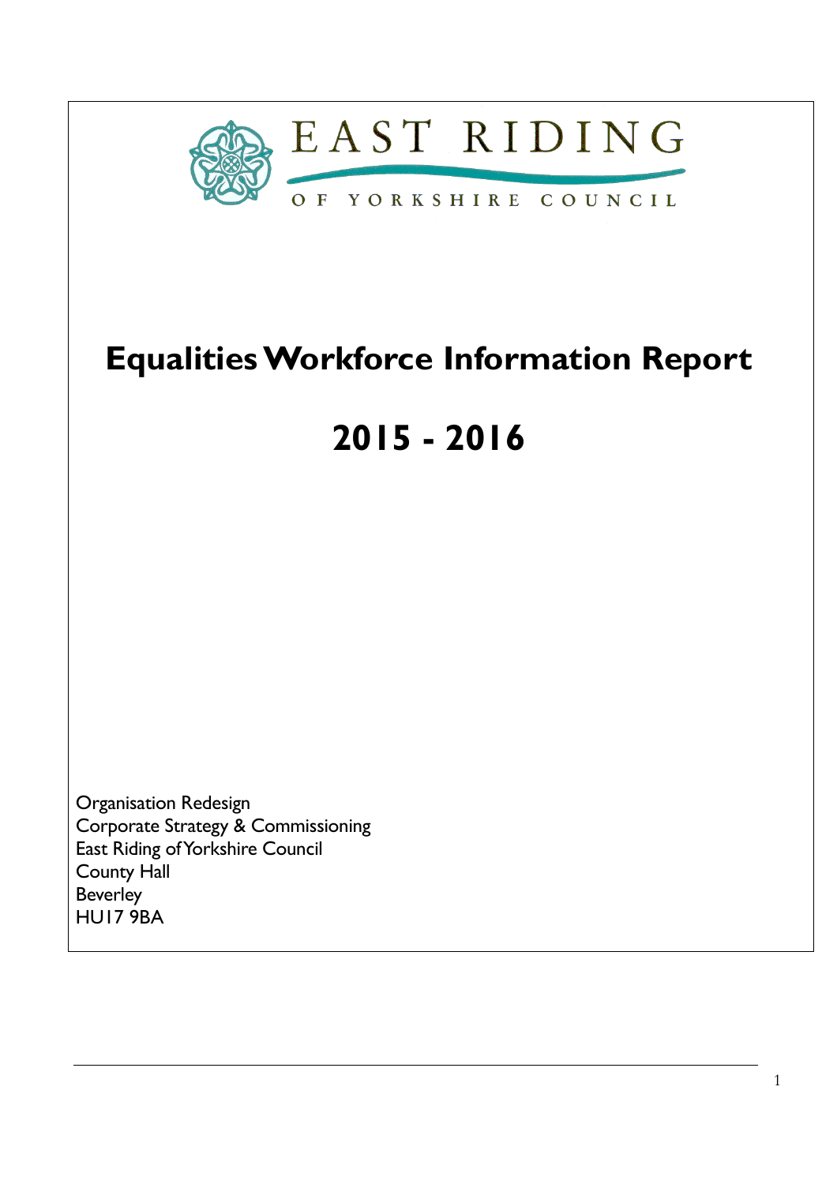EAST RIDING

OF YORKSHIRE COUNCIL

# Equalities Workforce Information Report

# 2015 - 2016

Organisation Redesign
Corporate Strategy & Commissioning
East Riding of Yorkshire Council
County Hall
Beverley
HU17 9BA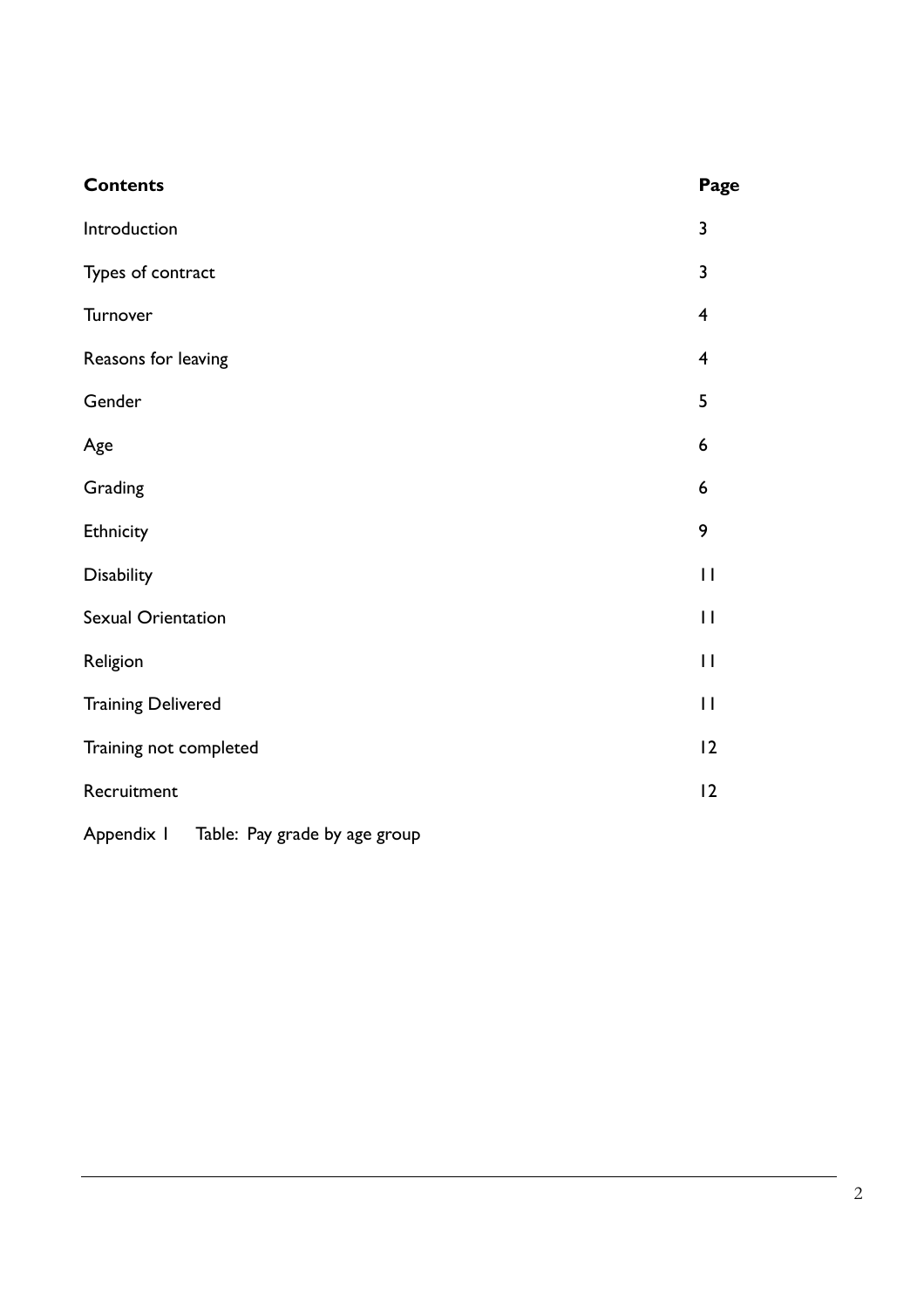| **Contents** | **Page** |
| --- | --- |
| Introduction | 3 |
| Types of contract | 3 |
| Turnover | 4 |
| Reasons for leaving | 4 |
| Gender | 5 |
| Age | 6 |
| Grading | 6 |
| Ethnicity | 9 |
| Disability | 11 |
| Sexual Orientation | 11 |
| Religion | 11 |
| Training Delivered | 11 |
| Training not completed | 12 |
| Recruitment | 12 |
| Appendix 1 Table: Pay grade by age group | |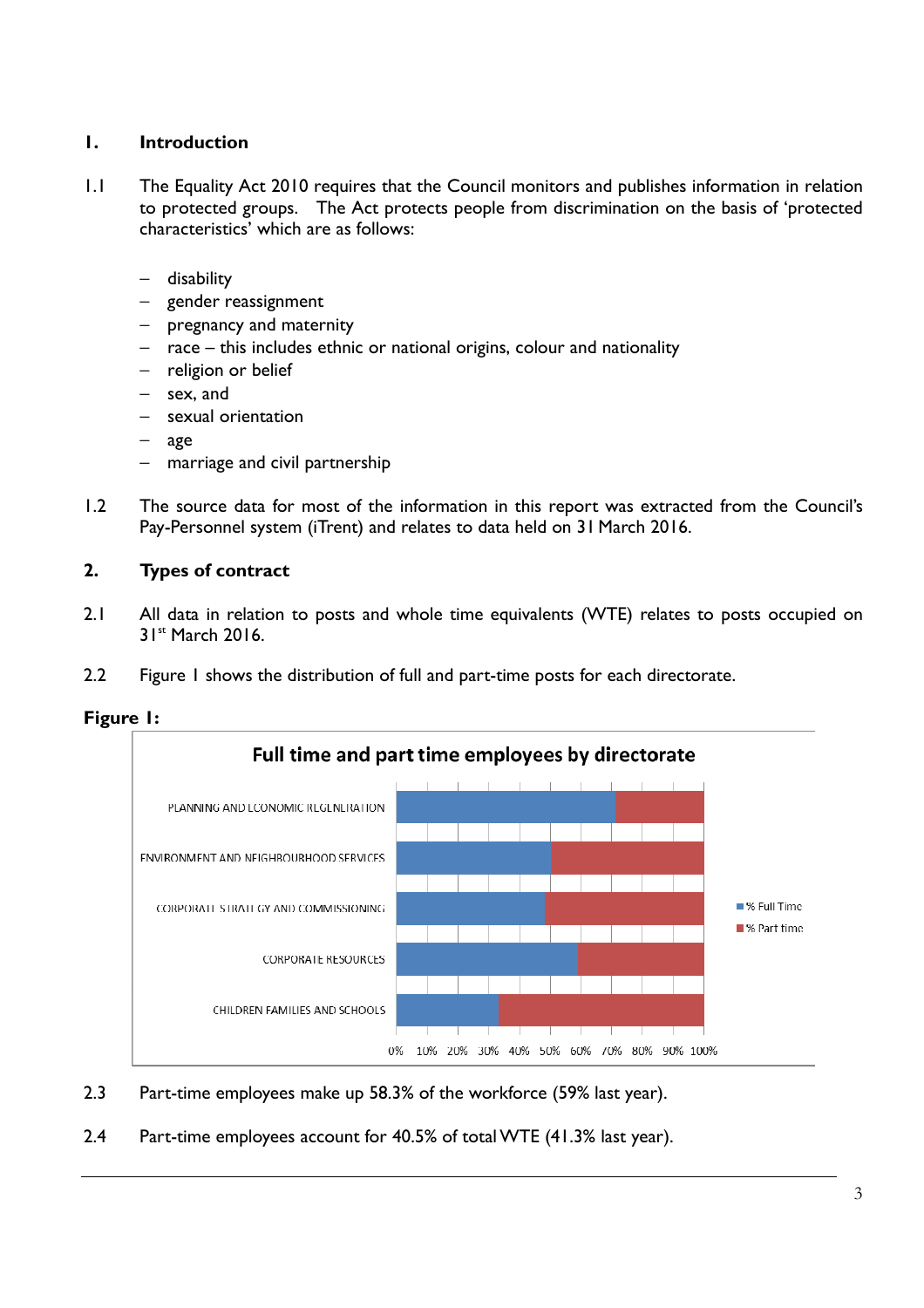## 1. Introduction

1.1 The Equality Act 2010 requires that the Council monitors and publishes information in relation to protected groups. The Act protects people from discrimination on the basis of 'protected characteristics' which are as follows:

- disability
- gender reassignment
- pregnancy and maternity
- race – this includes ethnic or national origins, colour and nationality
- religion or belief
- sex, and
- sexual orientation
- age
- marriage and civil partnership

1.2 The source data for most of the information in this report was extracted from the Council's Pay-Personnel system (iTrent) and relates to data held on 31 March 2016.

## 2. Types of contract

2.1 All data in relation to posts and whole time equivalents (WTE) relates to posts occupied on 31[st] March 2016.

2.2 Figure 1 shows the distribution of full and part-time posts for each directorate.

**Figure 1:**

**Full time and part time employees by directorate**

PLANNING AND ECONOMIC REGENERATION

ENVIRONMENT AND NEIGHBOURHOOD SERVICES

CORPORATE STRATEGY AND COMMISSIONING

CORPORATE RESOURCES

CHILDREN FAMILIES AND SCHOOLS

0% 10% 20% 30% 40% 50% 60% 70% 80% 90% 100%

% Full Time
% Part time

2.3 Part-time employees make up 58.3% of the workforce (59% last year).

2.4 Part-time employees account for 40.5% of total WTE (41.3% last year).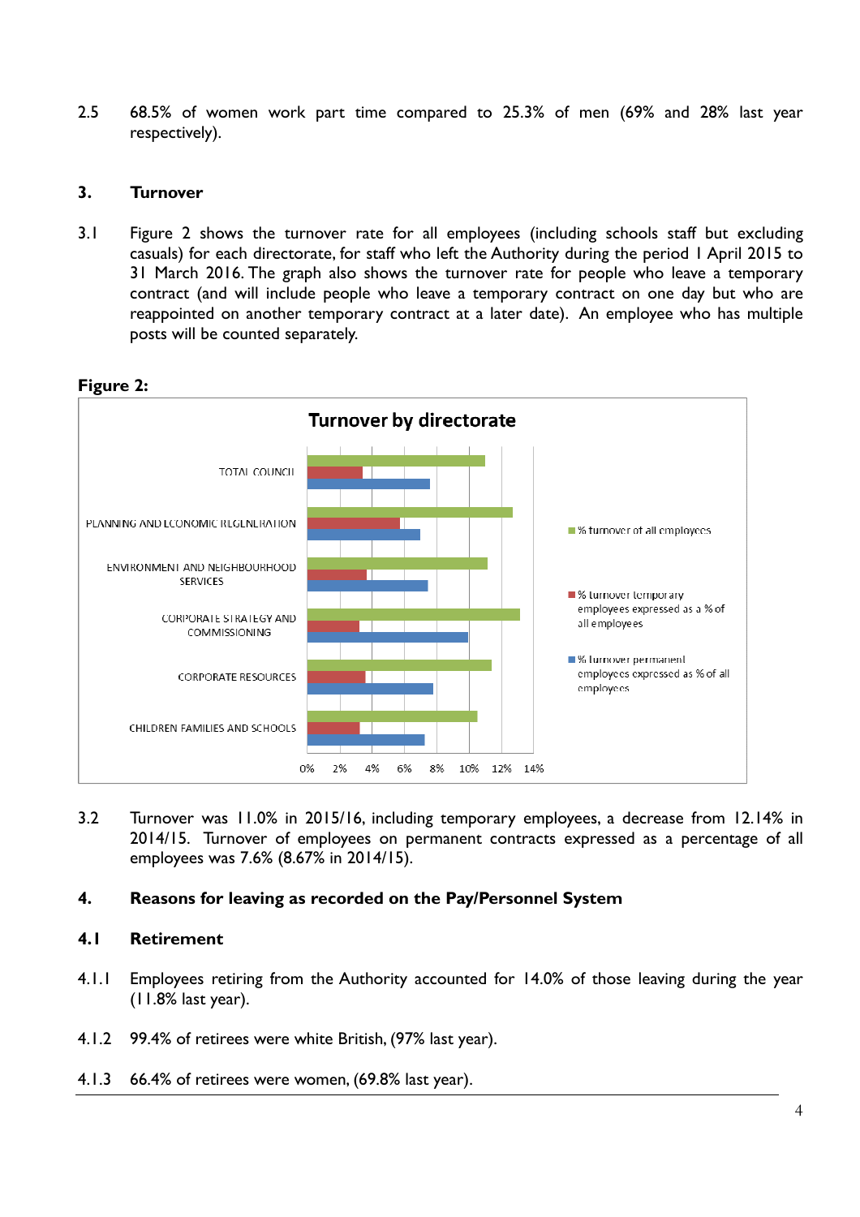2.5 68.5% of women work part time compared to 25.3% of men (69% and 28% last year respectively).

## 3. Turnover

3.1 Figure 2 shows the turnover rate for all employees (including schools staff but excluding casuals) for each directorate, for staff who left the Authority during the period 1 April 2015 to 31 March 2016. The graph also shows the turnover rate for people who leave a temporary contract (and will include people who leave a temporary contract on one day but who are reappointed on another temporary contract at a later date). An employee who has multiple posts will be counted separately.

**Figure 2:**

**Turnover by directorate**

| Directorate | % turnover of all employees | % turnover temporary employees expressed as a % of all employees | % turnover permanent employees expressed as % of all employees |
|---|---|---|---|
| TOTAL COUNCIL | ~11% | ~3.5% | ~7.6% |
| PLANNING AND ECONOMIC REGENERATION | ~12.7% | ~5.7% | ~7% |
| ENVIRONMENT AND NEIGHBOURHOOD SERVICES | ~11.2% | ~3.7% | ~7.5% |
| CORPORATE STRATEGY AND COMMISSIONING | ~13.2% | ~3.2% | ~10% |
| CORPORATE RESOURCES | ~11.4% | ~3.6% | ~7.8% |
| CHILDREN FAMILIES AND SCHOOLS | ~10.5% | ~3.2% | ~7.3% |

3.2 Turnover was 11.0% in 2015/16, including temporary employees, a decrease from 12.14% in 2014/15. Turnover of employees on permanent contracts expressed as a percentage of all employees was 7.6% (8.67% in 2014/15).

## 4. Reasons for leaving as recorded on the Pay/Personnel System

### 4.1 Retirement

4.1.1 Employees retiring from the Authority accounted for 14.0% of those leaving during the year (11.8% last year).

4.1.2 99.4% of retirees were white British, (97% last year).

4.1.3 66.4% of retirees were women, (69.8% last year).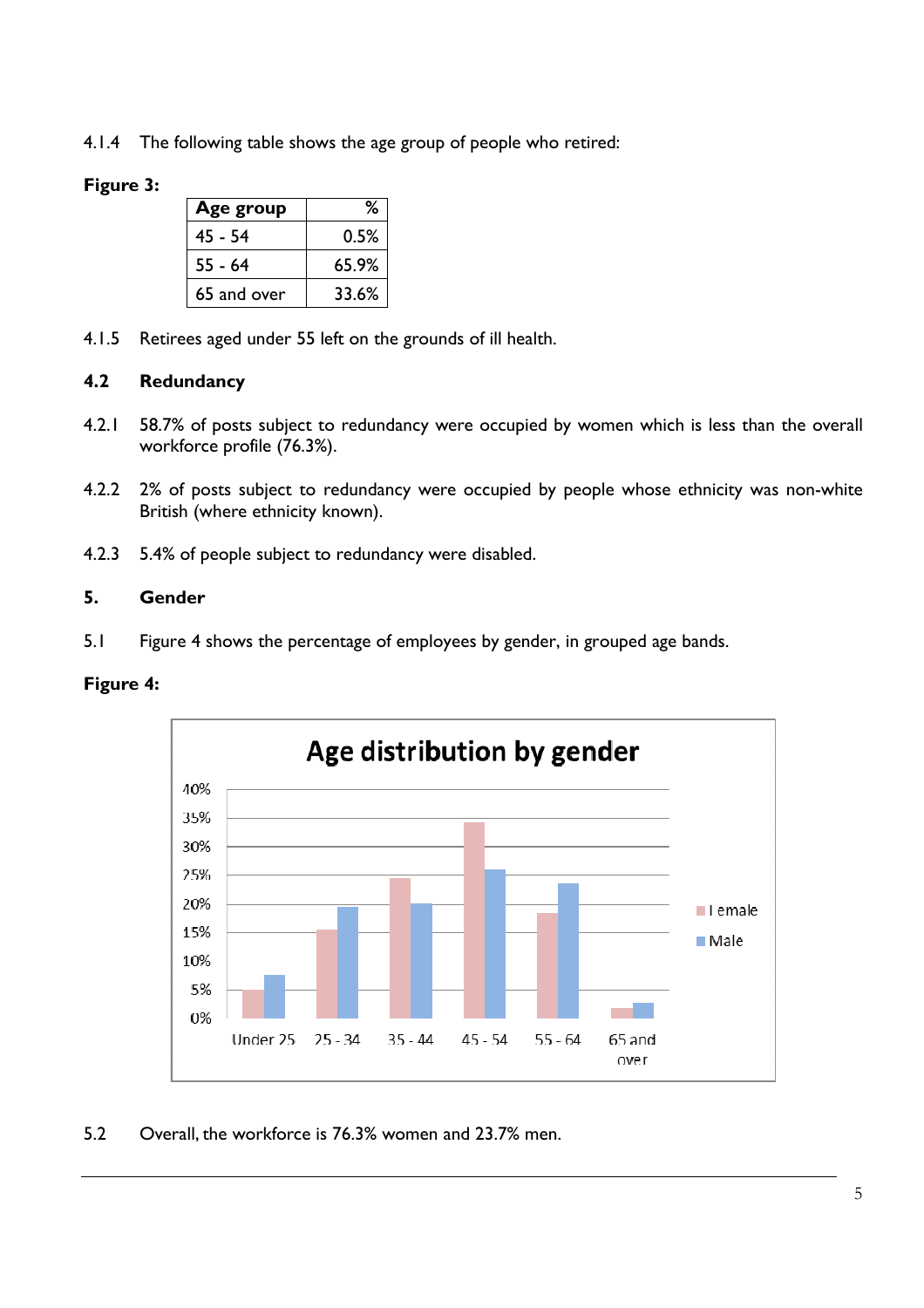4.1.4 The following table shows the age group of people who retired:

**Figure 3:**

| Age group | % |
|---|---|
| 45 - 54 | 0.5% |
| 55 - 64 | 65.9% |
| 65 and over | 33.6% |

4.1.5 Retirees aged under 55 left on the grounds of ill health.

## 4.2 Redundancy

4.2.1 58.7% of posts subject to redundancy were occupied by women which is less than the overall workforce profile (76.3%).

4.2.2 2% of posts subject to redundancy were occupied by people whose ethnicity was non-white British (where ethnicity known).

4.2.3 5.4% of people subject to redundancy were disabled.

# 5. Gender

5.1 Figure 4 shows the percentage of employees by gender, in grouped age bands.

**Figure 4:**

5.2 Overall, the workforce is 76.3% women and 23.7% men.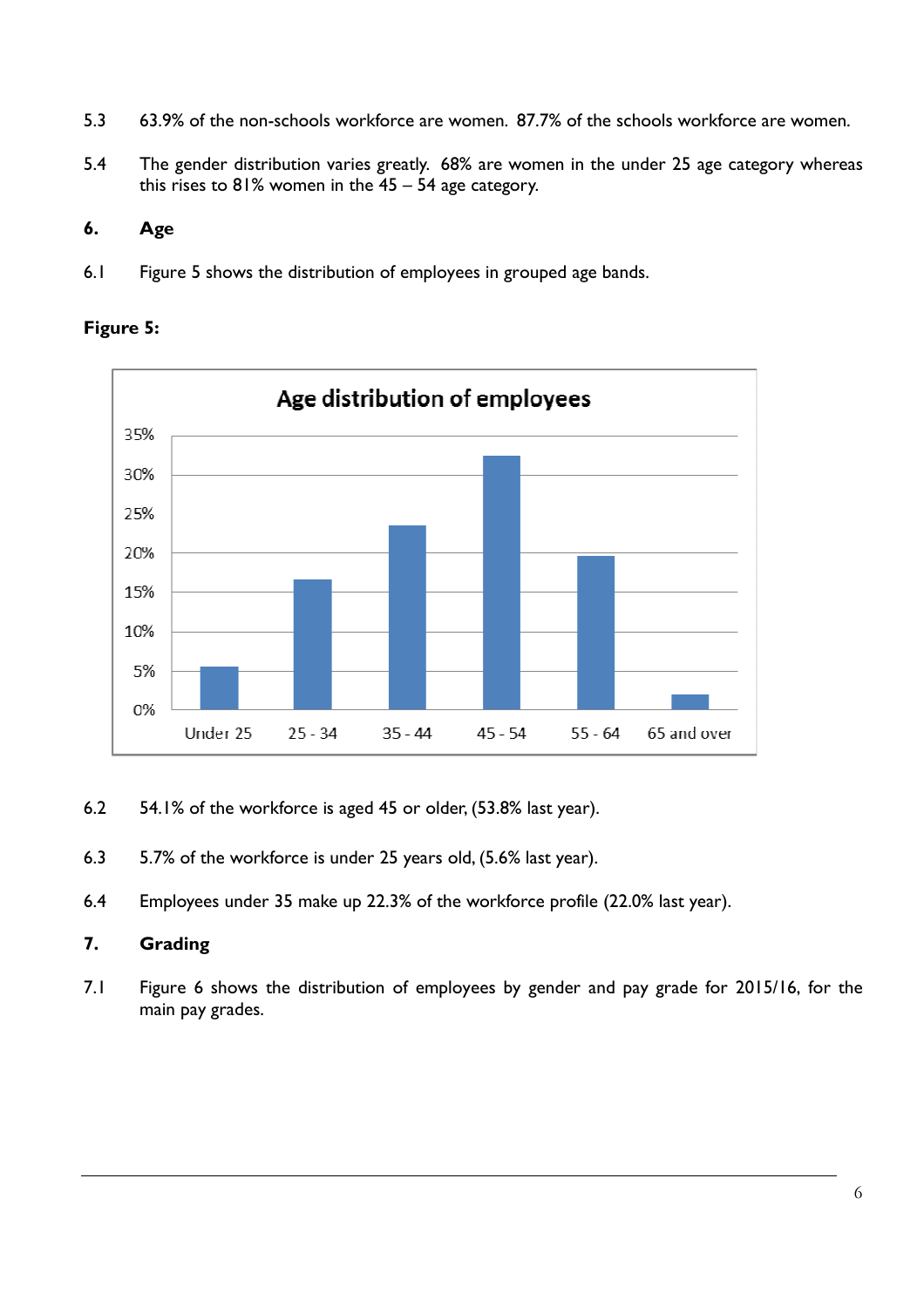5.3 63.9% of the non-schools workforce are women. 87.7% of the schools workforce are women.

5.4 The gender distribution varies greatly. 68% are women in the under 25 age category whereas this rises to 81% women in the 45 – 54 age category.

## 6. Age

6.1 Figure 5 shows the distribution of employees in grouped age bands.

**Figure 5:**

6.2 54.1% of the workforce is aged 45 or older, (53.8% last year).

6.3 5.7% of the workforce is under 25 years old, (5.6% last year).

6.4 Employees under 35 make up 22.3% of the workforce profile (22.0% last year).

## 7. Grading

7.1 Figure 6 shows the distribution of employees by gender and pay grade for 2015/16, for the main pay grades.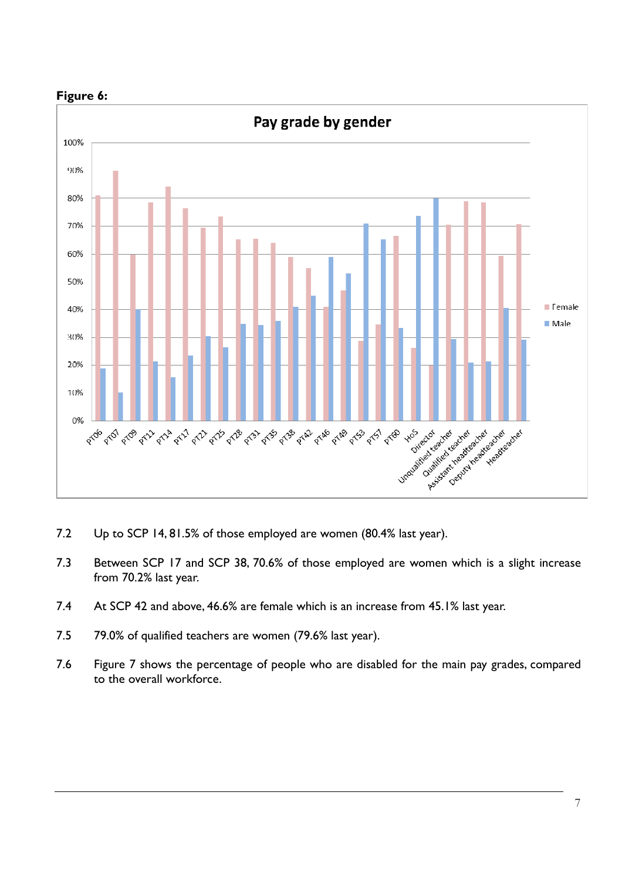**Figure 6:**

7.2 Up to SCP 14, 81.5% of those employed are women (80.4% last year).

7.3 Between SCP 17 and SCP 38, 70.6% of those employed are women which is a slight increase from 70.2% last year.

7.4 At SCP 42 and above, 46.6% are female which is an increase from 45.1% last year.

7.5 79.0% of qualified teachers are women (79.6% last year).

7.6 Figure 7 shows the percentage of people who are disabled for the main pay grades, compared to the overall workforce.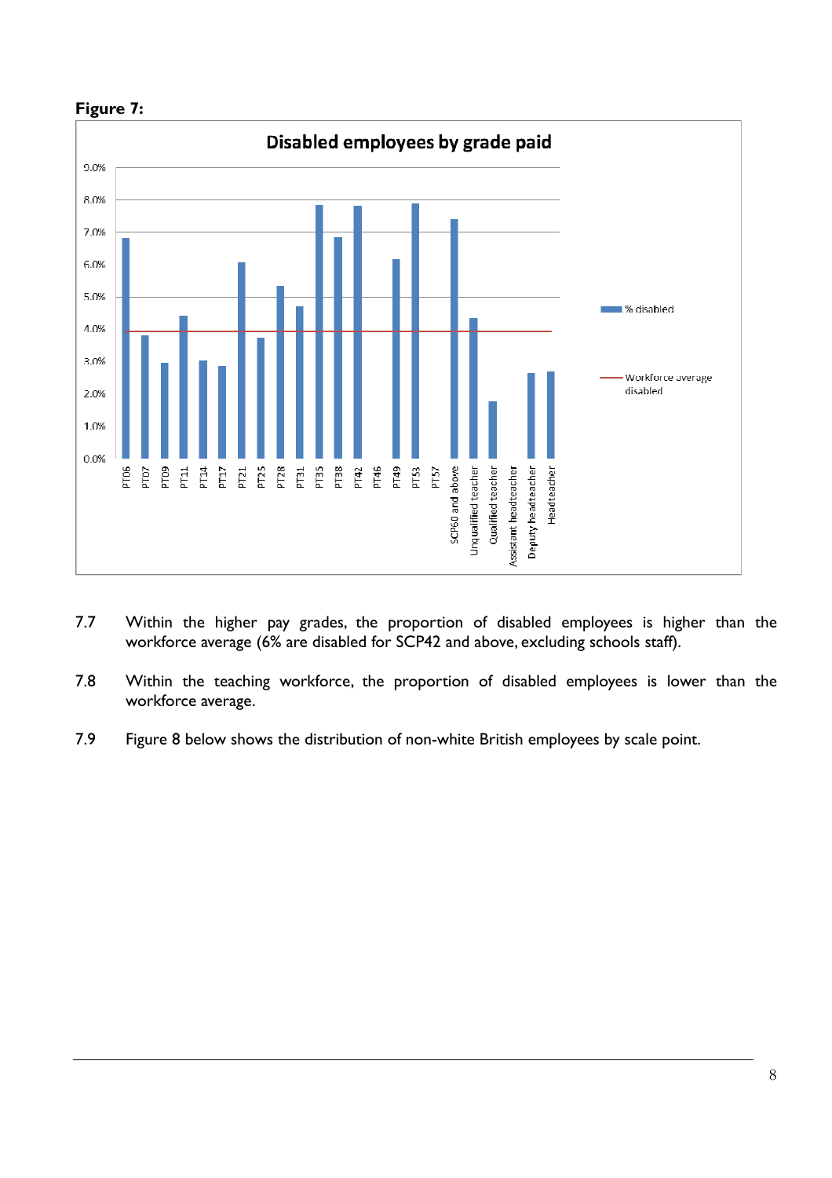**Figure 7:**

7.7 Within the higher pay grades, the proportion of disabled employees is higher than the workforce average (6% are disabled for SCP42 and above, excluding schools staff).

7.8 Within the teaching workforce, the proportion of disabled employees is lower than the workforce average.

7.9 Figure 8 below shows the distribution of non-white British employees by scale point.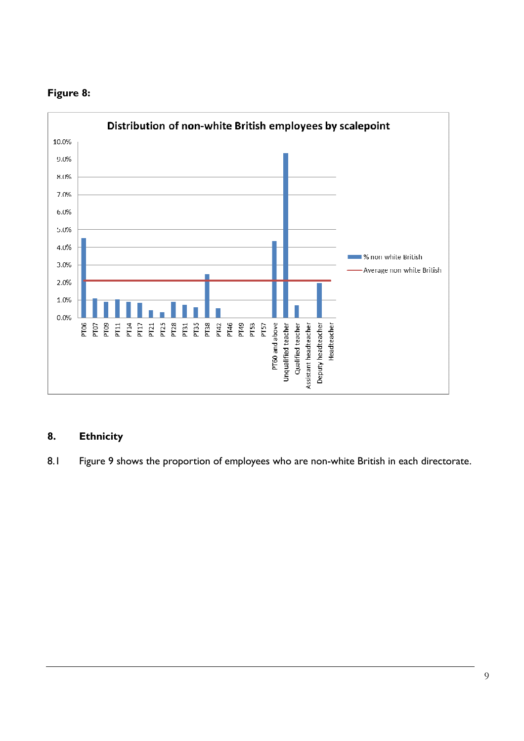**Figure 8:**

## 8. Ethnicity

8.1 Figure 9 shows the proportion of employees who are non-white British in each directorate.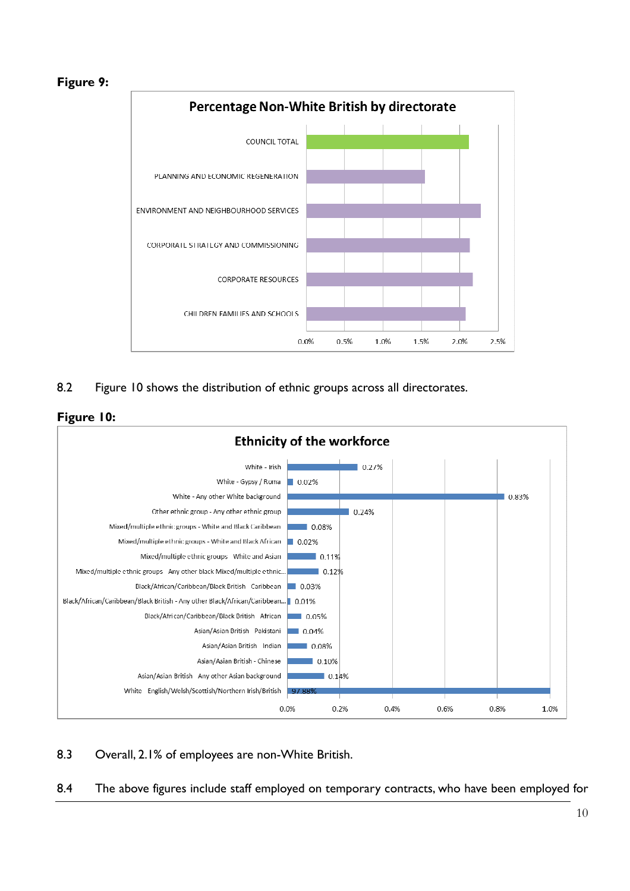**Figure 9:**

**Percentage Non-White British by directorate**

| Directorate | Percentage |
|---|---|
| COUNCIL TOTAL | |
| PLANNING AND ECONOMIC REGENERATION | |
| ENVIRONMENT AND NEIGHBOURHOOD SERVICES | |
| CORPORATE STRATEGY AND COMMISSIONING | |
| CORPORATE RESOURCES | |
| CHILDREN FAMILIES AND SCHOOLS | |

8.2 Figure 10 shows the distribution of ethnic groups across all directorates.

**Figure 10:**

**Ethnicity of the workforce**

| Ethnic group | Percentage |
|---|---|
| White - Irish | 0.27% |
| White - Gypsy / Roma | 0.02% |
| White - Any other White background | 0.83% |
| Other ethnic group - Any other ethnic group | 0.24% |
| Mixed/multiple ethnic groups - White and Black Caribbean | 0.08% |
| Mixed/multiple ethnic groups - White and Black African | 0.02% |
| Mixed/multiple ethnic groups - White and Asian | 0.11% |
| Mixed/multiple ethnic groups - Any other black Mixed/multiple ethnic... | 0.12% |
| Black/African/Caribbean/Black British - Caribbean | 0.03% |
| Black/African/Caribbean/Black British - Any other Black/African/Caribbean... | 0.01% |
| Black/African/Caribbean/Black British - African | 0.05% |
| Asian/Asian British - Pakistani | 0.04% |
| Asian/Asian British - Indian | 0.08% |
| Asian/Asian British - Chinese | 0.10% |
| Asian/Asian British - Any other Asian background | 0.14% |
| White - English/Welsh/Scottish/Northern Irish/British | 97.88% |

8.3 Overall, 2.1% of employees are non-White British.

8.4 The above figures include staff employed on temporary contracts, who have been employed for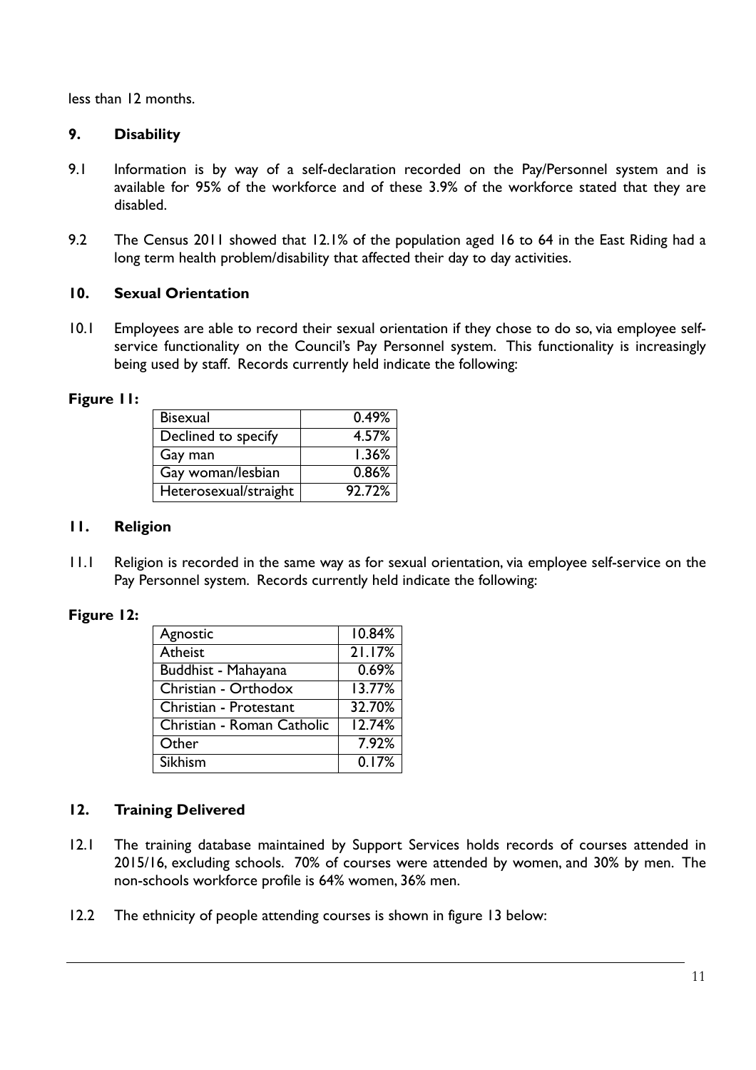less than 12 months.

## 9. Disability

9.1 Information is by way of a self-declaration recorded on the Pay/Personnel system and is available for 95% of the workforce and of these 3.9% of the workforce stated that they are disabled.

9.2 The Census 2011 showed that 12.1% of the population aged 16 to 64 in the East Riding had a long term health problem/disability that affected their day to day activities.

## 10. Sexual Orientation

10.1 Employees are able to record their sexual orientation if they chose to do so, via employee self-service functionality on the Council's Pay Personnel system. This functionality is increasingly being used by staff. Records currently held indicate the following:

**Figure 11:**

| | |
|---|---|
| Bisexual | 0.49% |
| Declined to specify | 4.57% |
| Gay man | 1.36% |
| Gay woman/lesbian | 0.86% |
| Heterosexual/straight | 92.72% |

## 11. Religion

11.1 Religion is recorded in the same way as for sexual orientation, via employee self-service on the Pay Personnel system. Records currently held indicate the following:

**Figure 12:**

| | |
|---|---|
| Agnostic | 10.84% |
| Atheist | 21.17% |
| Buddhist - Mahayana | 0.69% |
| Christian - Orthodox | 13.77% |
| Christian - Protestant | 32.70% |
| Christian - Roman Catholic | 12.74% |
| Other | 7.92% |
| Sikhism | 0.17% |

## 12. Training Delivered

12.1 The training database maintained by Support Services holds records of courses attended in 2015/16, excluding schools. 70% of courses were attended by women, and 30% by men. The non-schools workforce profile is 64% women, 36% men.

12.2 The ethnicity of people attending courses is shown in figure 13 below: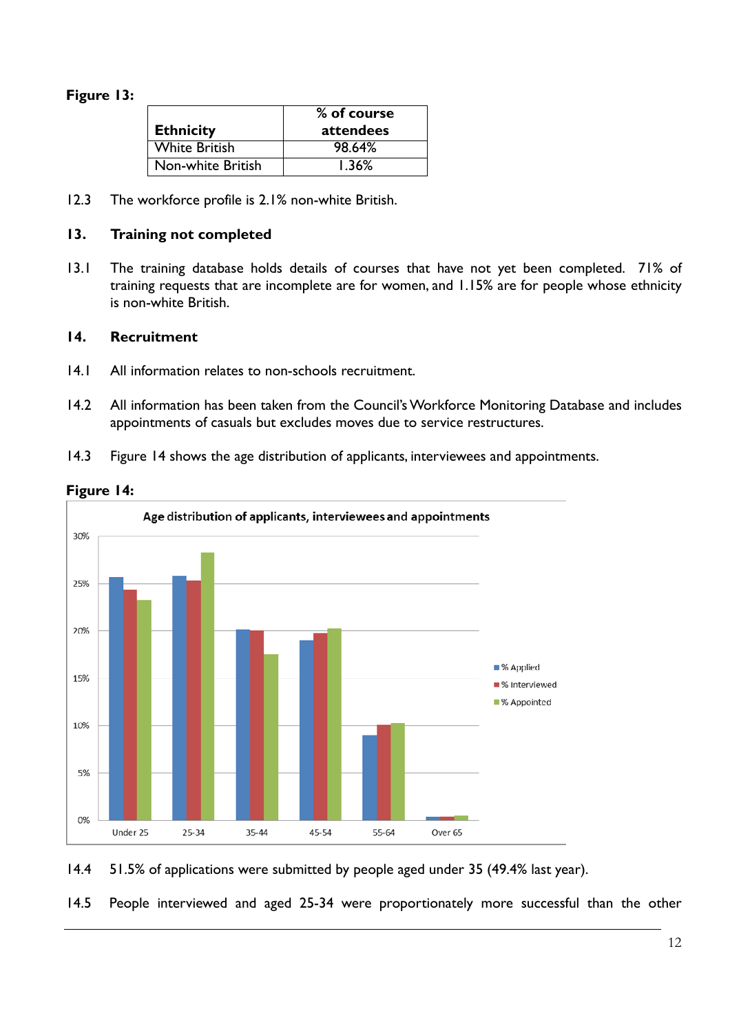**Figure 13:**

| Ethnicity | % of course attendees |
|---|---|
| White British | 98.64% |
| Non-white British | 1.36% |

12.3 The workforce profile is 2.1% non-white British.

## 13. Training not completed

13.1 The training database holds details of courses that have not yet been completed. 71% of training requests that are incomplete are for women, and 1.15% are for people whose ethnicity is non-white British.

## 14. Recruitment

14.1 All information relates to non-schools recruitment.

14.2 All information has been taken from the Council's Workforce Monitoring Database and includes appointments of casuals but excludes moves due to service restructures.

14.3 Figure 14 shows the age distribution of applicants, interviewees and appointments.

**Figure 14:**

Age distribution of applicants, interviewees and appointments

14.4 51.5% of applications were submitted by people aged under 35 (49.4% last year).

14.5 People interviewed and aged 25-34 were proportionately more successful than the other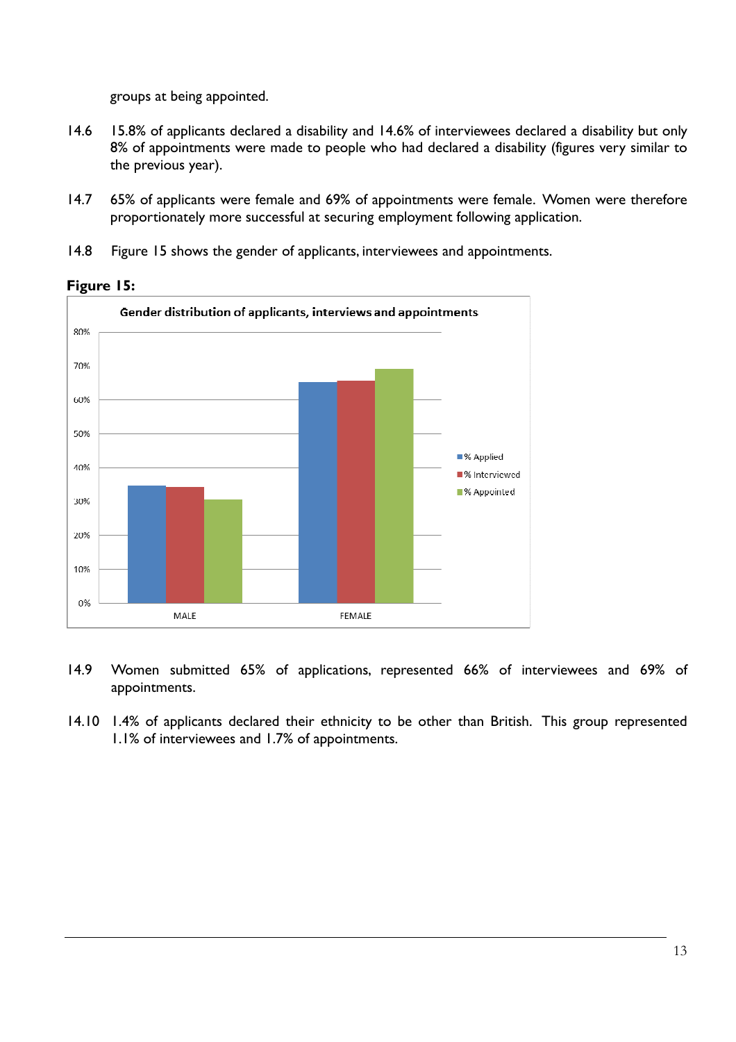groups at being appointed.

14.6 15.8% of applicants declared a disability and 14.6% of interviewees declared a disability but only 8% of appointments were made to people who had declared a disability (figures very similar to the previous year).

14.7 65% of applicants were female and 69% of appointments were female. Women were therefore proportionately more successful at securing employment following application.

14.8 Figure 15 shows the gender of applicants, interviewees and appointments.

**Figure 15:**

14.9 Women submitted 65% of applications, represented 66% of interviewees and 69% of appointments.

14.10 1.4% of applicants declared their ethnicity to be other than British. This group represented 1.1% of interviewees and 1.7% of appointments.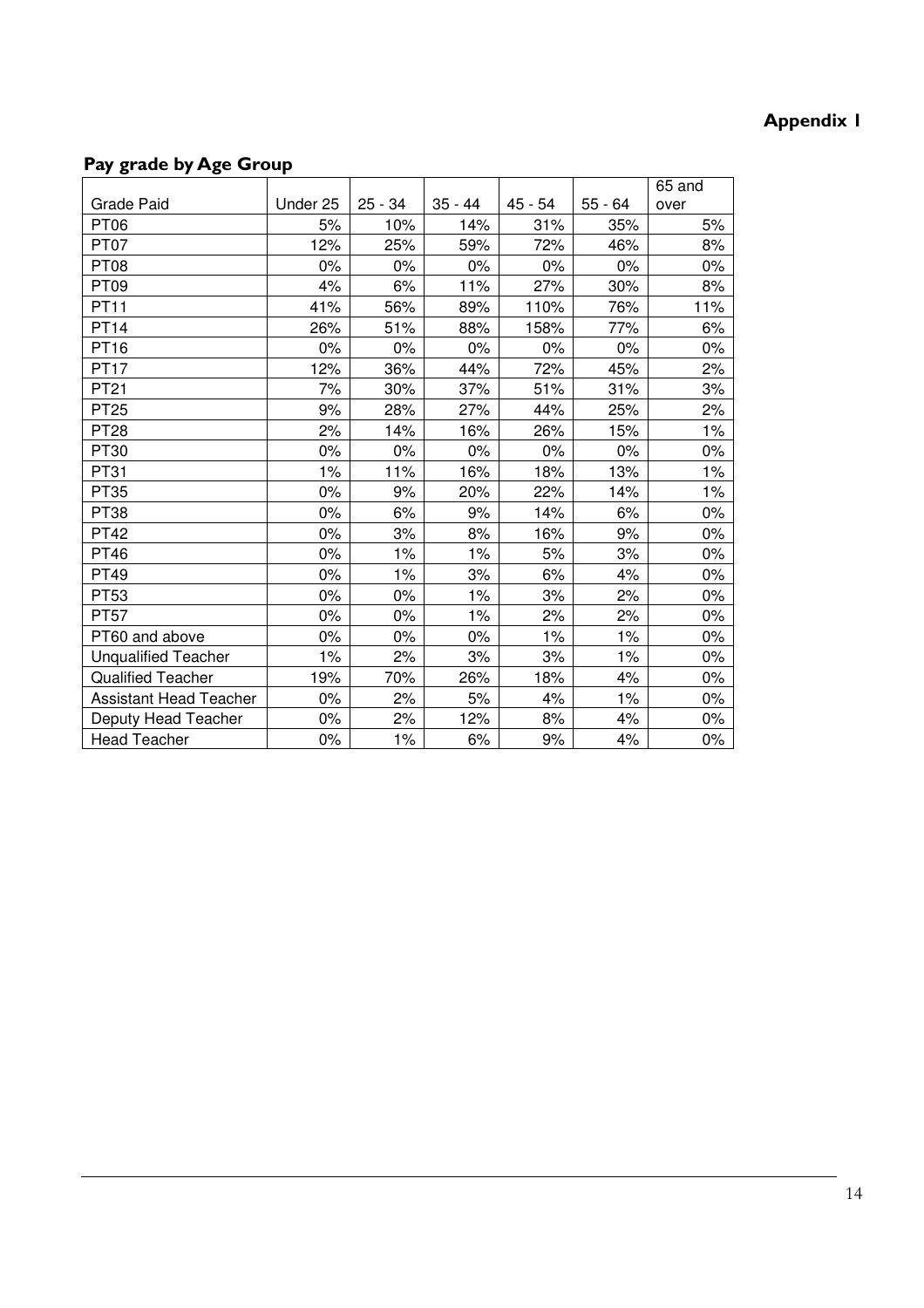**Appendix 1**

## Pay grade by Age Group

| Grade Paid | Under 25 | 25 - 34 | 35 - 44 | 45 - 54 | 55 - 64 | 65 and over |
|---|---|---|---|---|---|---|
| PT06 | 5% | 10% | 14% | 31% | 35% | 5% |
| PT07 | 12% | 25% | 59% | 72% | 46% | 8% |
| PT08 | 0% | 0% | 0% | 0% | 0% | 0% |
| PT09 | 4% | 6% | 11% | 27% | 30% | 8% |
| PT11 | 41% | 56% | 89% | 110% | 76% | 11% |
| PT14 | 26% | 51% | 88% | 158% | 77% | 6% |
| PT16 | 0% | 0% | 0% | 0% | 0% | 0% |
| PT17 | 12% | 36% | 44% | 72% | 45% | 2% |
| PT21 | 7% | 30% | 37% | 51% | 31% | 3% |
| PT25 | 9% | 28% | 27% | 44% | 25% | 2% |
| PT28 | 2% | 14% | 16% | 26% | 15% | 1% |
| PT30 | 0% | 0% | 0% | 0% | 0% | 0% |
| PT31 | 1% | 11% | 16% | 18% | 13% | 1% |
| PT35 | 0% | 9% | 20% | 22% | 14% | 1% |
| PT38 | 0% | 6% | 9% | 14% | 6% | 0% |
| PT42 | 0% | 3% | 8% | 16% | 9% | 0% |
| PT46 | 0% | 1% | 1% | 5% | 3% | 0% |
| PT49 | 0% | 1% | 3% | 6% | 4% | 0% |
| PT53 | 0% | 0% | 1% | 3% | 2% | 0% |
| PT57 | 0% | 0% | 1% | 2% | 2% | 0% |
| PT60 and above | 0% | 0% | 0% | 1% | 1% | 0% |
| Unqualified Teacher | 1% | 2% | 3% | 3% | 1% | 0% |
| Qualified Teacher | 19% | 70% | 26% | 18% | 4% | 0% |
| Assistant Head Teacher | 0% | 2% | 5% | 4% | 1% | 0% |
| Deputy Head Teacher | 0% | 2% | 12% | 8% | 4% | 0% |
| Head Teacher | 0% | 1% | 6% | 9% | 4% | 0% |